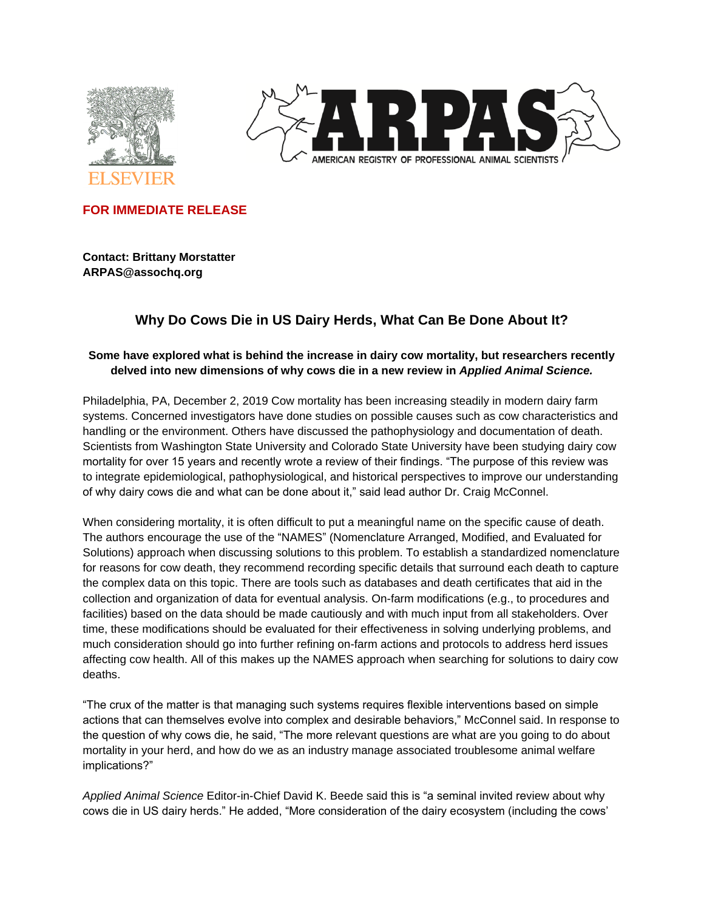ELSEVIER

ARPAS
AMERICAN REGISTRY OF PROFESSIONAL ANIMAL SCIENTISTS

**FOR IMMEDIATE RELEASE**

**Contact: Brittany Morstatter**
**ARPAS@assochq.org**

## Why Do Cows Die in US Dairy Herds, What Can Be Done About It?

**Some have explored what is behind the increase in dairy cow mortality, but researchers recently delved into new dimensions of why cows die in a new review in *Applied Animal Science.***

Philadelphia, PA, December 2, 2019 Cow mortality has been increasing steadily in modern dairy farm systems. Concerned investigators have done studies on possible causes such as cow characteristics and handling or the environment. Others have discussed the pathophysiology and documentation of death. Scientists from Washington State University and Colorado State University have been studying dairy cow mortality for over 15 years and recently wrote a review of their findings. "The purpose of this review was to integrate epidemiological, pathophysiological, and historical perspectives to improve our understanding of why dairy cows die and what can be done about it," said lead author Dr. Craig McConnel.

When considering mortality, it is often difficult to put a meaningful name on the specific cause of death. The authors encourage the use of the "NAMES" (Nomenclature Arranged, Modified, and Evaluated for Solutions) approach when discussing solutions to this problem. To establish a standardized nomenclature for reasons for cow death, they recommend recording specific details that surround each death to capture the complex data on this topic. There are tools such as databases and death certificates that aid in the collection and organization of data for eventual analysis. On-farm modifications (e.g., to procedures and facilities) based on the data should be made cautiously and with much input from all stakeholders. Over time, these modifications should be evaluated for their effectiveness in solving underlying problems, and much consideration should go into further refining on-farm actions and protocols to address herd issues affecting cow health. All of this makes up the NAMES approach when searching for solutions to dairy cow deaths.

"The crux of the matter is that managing such systems requires flexible interventions based on simple actions that can themselves evolve into complex and desirable behaviors," McConnel said. In response to the question of why cows die, he said, "The more relevant questions are what are you going to do about mortality in your herd, and how do we as an industry manage associated troublesome animal welfare implications?"

*Applied Animal Science* Editor-in-Chief David K. Beede said this is "a seminal invited review about why cows die in US dairy herds." He added, "More consideration of the dairy ecosystem (including the cows'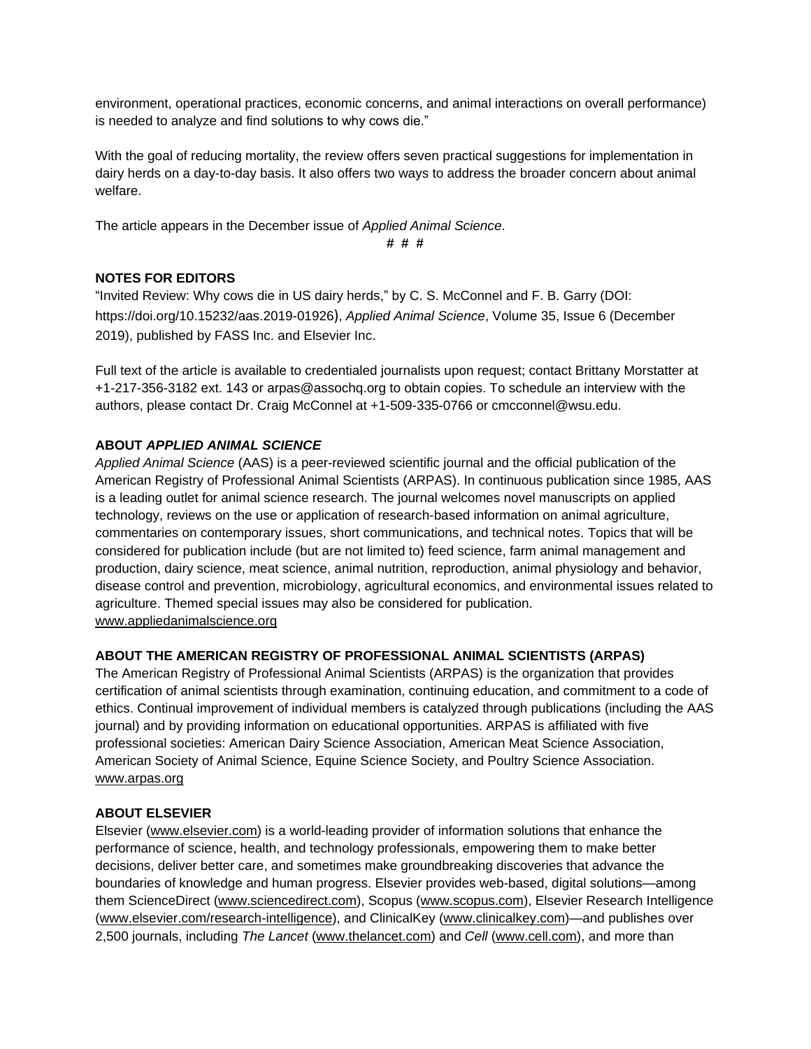environment, operational practices, economic concerns, and animal interactions on overall performance) is needed to analyze and find solutions to why cows die."

With the goal of reducing mortality, the review offers seven practical suggestions for implementation in dairy herds on a day-to-day basis. It also offers two ways to address the broader concern about animal welfare.

The article appears in the December issue of *Applied Animal Science*.

# # #

**NOTES FOR EDITORS**

"Invited Review: Why cows die in US dairy herds," by C. S. McConnel and F. B. Garry (DOI: https://doi.org/10.15232/aas.2019-01926), *Applied Animal Science*, Volume 35, Issue 6 (December 2019), published by FASS Inc. and Elsevier Inc.

Full text of the article is available to credentialed journalists upon request; contact Brittany Morstatter at +1-217-356-3182 ext. 143 or arpas@assochq.org to obtain copies. To schedule an interview with the authors, please contact Dr. Craig McConnel at +1-509-335-0766 or cmcconnel@wsu.edu.

**ABOUT *APPLIED ANIMAL SCIENCE***

*Applied Animal Science* (AAS) is a peer-reviewed scientific journal and the official publication of the American Registry of Professional Animal Scientists (ARPAS). In continuous publication since 1985, AAS is a leading outlet for animal science research. The journal welcomes novel manuscripts on applied technology, reviews on the use or application of research-based information on animal agriculture, commentaries on contemporary issues, short communications, and technical notes. Topics that will be considered for publication include (but are not limited to) feed science, farm animal management and production, dairy science, meat science, animal nutrition, reproduction, animal physiology and behavior, disease control and prevention, microbiology, agricultural economics, and environmental issues related to agriculture. Themed special issues may also be considered for publication.
www.appliedanimalscience.org

**ABOUT THE AMERICAN REGISTRY OF PROFESSIONAL ANIMAL SCIENTISTS (ARPAS)**

The American Registry of Professional Animal Scientists (ARPAS) is the organization that provides certification of animal scientists through examination, continuing education, and commitment to a code of ethics. Continual improvement of individual members is catalyzed through publications (including the AAS journal) and by providing information on educational opportunities. ARPAS is affiliated with five professional societies: American Dairy Science Association, American Meat Science Association, American Society of Animal Science, Equine Science Society, and Poultry Science Association.
www.arpas.org

**ABOUT ELSEVIER**

Elsevier (www.elsevier.com) is a world-leading provider of information solutions that enhance the performance of science, health, and technology professionals, empowering them to make better decisions, deliver better care, and sometimes make groundbreaking discoveries that advance the boundaries of knowledge and human progress. Elsevier provides web-based, digital solutions—among them ScienceDirect (www.sciencedirect.com), Scopus (www.scopus.com), Elsevier Research Intelligence (www.elsevier.com/research-intelligence), and ClinicalKey (www.clinicalkey.com)—and publishes over 2,500 journals, including *The Lancet* (www.thelancet.com) and *Cell* (www.cell.com), and more than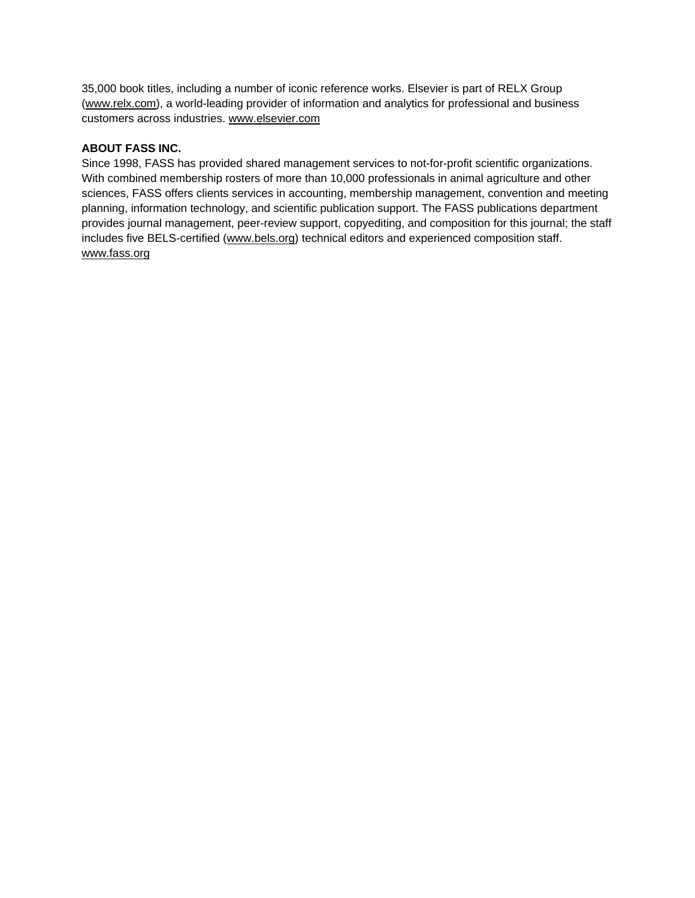35,000 book titles, including a number of iconic reference works. Elsevier is part of RELX Group (www.relx.com), a world-leading provider of information and analytics for professional and business customers across industries. www.elsevier.com

**ABOUT FASS INC.**

Since 1998, FASS has provided shared management services to not-for-profit scientific organizations. With combined membership rosters of more than 10,000 professionals in animal agriculture and other sciences, FASS offers clients services in accounting, membership management, convention and meeting planning, information technology, and scientific publication support. The FASS publications department provides journal management, peer-review support, copyediting, and composition for this journal; the staff includes five BELS-certified (www.bels.org) technical editors and experienced composition staff. www.fass.org